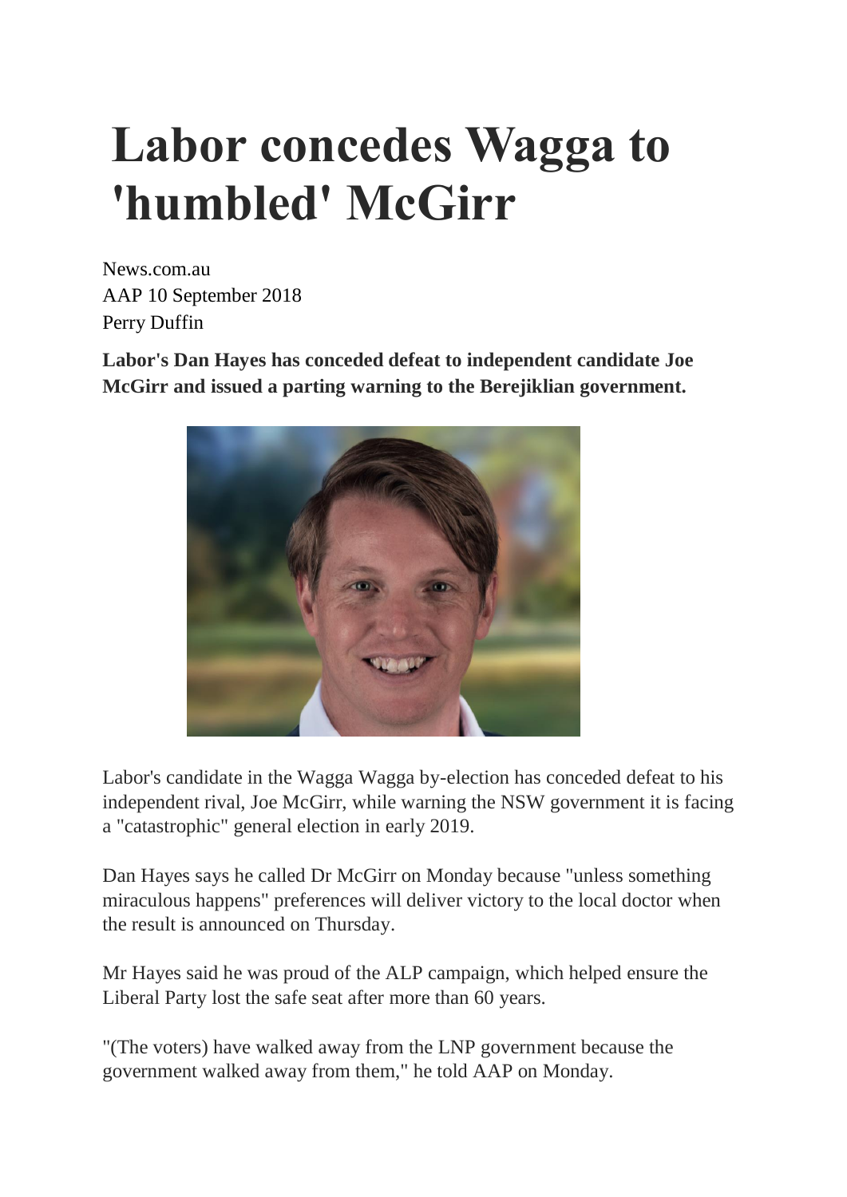# Labor concedes Wagga to 'humbled' McGirr

News.com.au
AAP 10 September 2018
Perry Duffin

**Labor's Dan Hayes has conceded defeat to independent candidate Joe McGirr and issued a parting warning to the Berejiklian government.**

Labor's candidate in the Wagga Wagga by-election has conceded defeat to his independent rival, Joe McGirr, while warning the NSW government it is facing a "catastrophic" general election in early 2019.

Dan Hayes says he called Dr McGirr on Monday because "unless something miraculous happens" preferences will deliver victory to the local doctor when the result is announced on Thursday.

Mr Hayes said he was proud of the ALP campaign, which helped ensure the Liberal Party lost the safe seat after more than 60 years.

"(The voters) have walked away from the LNP government because the government walked away from them," he told AAP on Monday.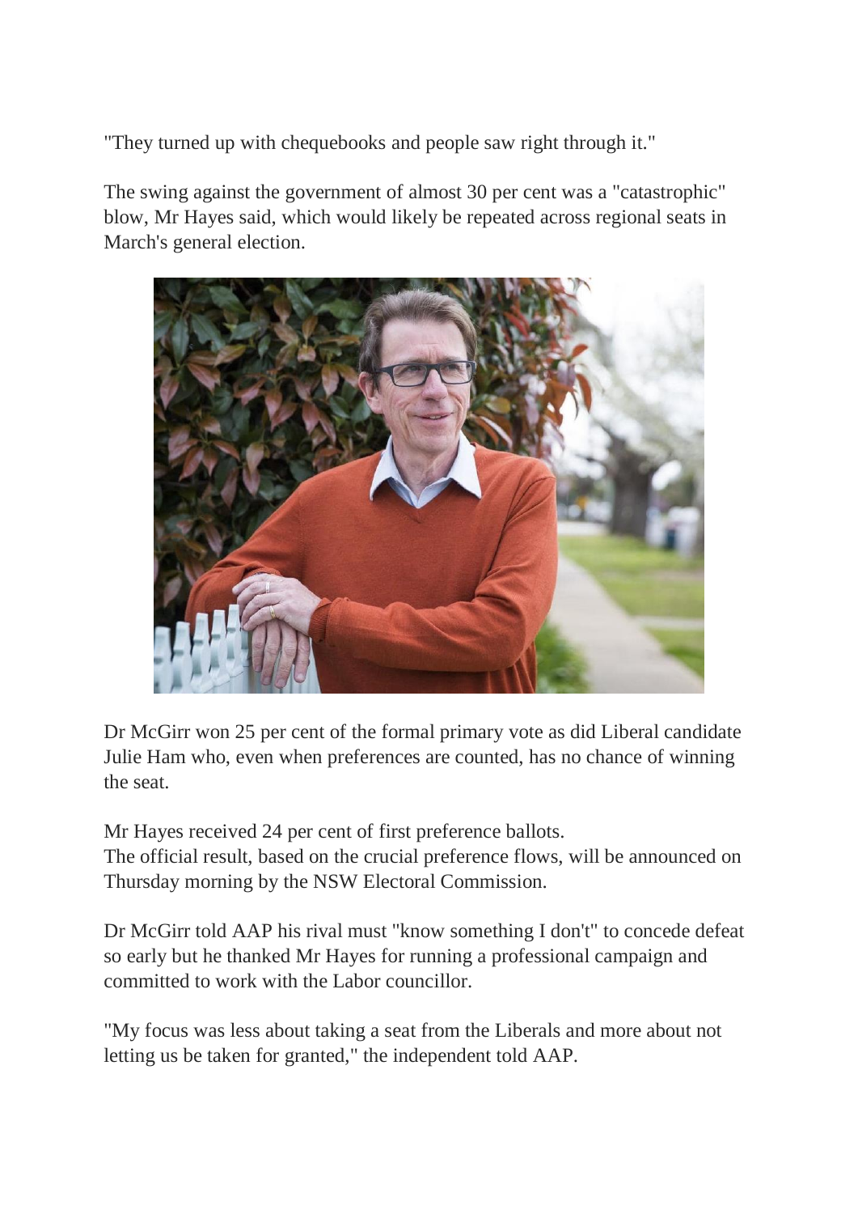"They turned up with chequebooks and people saw right through it."

The swing against the government of almost 30 per cent was a "catastrophic" blow, Mr Hayes said, which would likely be repeated across regional seats in March's general election.

Dr McGirr won 25 per cent of the formal primary vote as did Liberal candidate Julie Ham who, even when preferences are counted, has no chance of winning the seat.

Mr Hayes received 24 per cent of first preference ballots.
The official result, based on the crucial preference flows, will be announced on Thursday morning by the NSW Electoral Commission.

Dr McGirr told AAP his rival must "know something I don't" to concede defeat so early but he thanked Mr Hayes for running a professional campaign and committed to work with the Labor councillor.

"My focus was less about taking a seat from the Liberals and more about not letting us be taken for granted," the independent told AAP.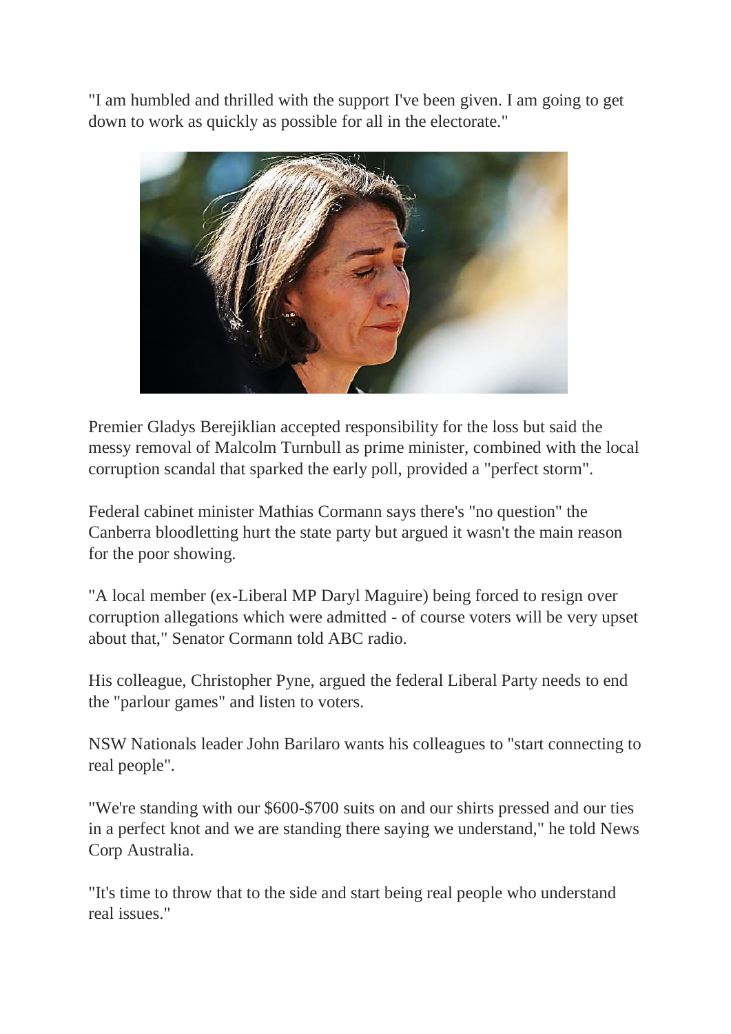"I am humbled and thrilled with the support I've been given. I am going to get down to work as quickly as possible for all in the electorate."

Premier Gladys Berejiklian accepted responsibility for the loss but said the messy removal of Malcolm Turnbull as prime minister, combined with the local corruption scandal that sparked the early poll, provided a "perfect storm".

Federal cabinet minister Mathias Cormann says there's "no question" the Canberra bloodletting hurt the state party but argued it wasn't the main reason for the poor showing.

"A local member (ex-Liberal MP Daryl Maguire) being forced to resign over corruption allegations which were admitted - of course voters will be very upset about that," Senator Cormann told ABC radio.

His colleague, Christopher Pyne, argued the federal Liberal Party needs to end the "parlour games" and listen to voters.

NSW Nationals leader John Barilaro wants his colleagues to "start connecting to real people".

"We're standing with our $600-$700 suits on and our shirts pressed and our ties in a perfect knot and we are standing there saying we understand," he told News Corp Australia.

"It's time to throw that to the side and start being real people who understand real issues."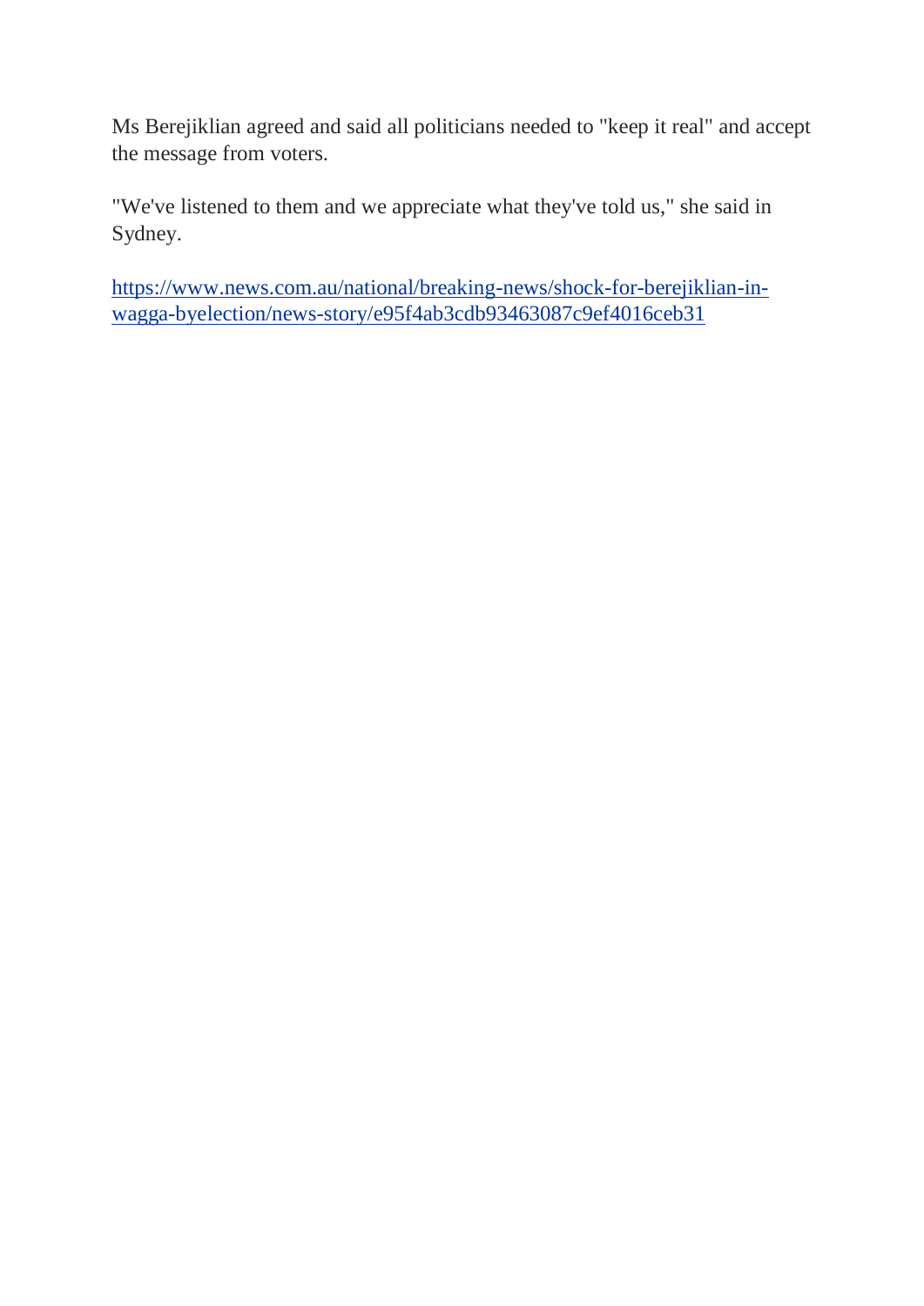Ms Berejiklian agreed and said all politicians needed to "keep it real" and accept the message from voters.

"We've listened to them and we appreciate what they've told us," she said in Sydney.

[https://www.news.com.au/national/breaking-news/shock-for-berejiklian-in-wagga-byelection/news-story/e95f4ab3cdb93463087c9ef4016ceb31](https://www.news.com.au/national/breaking-news/shock-for-berejiklian-in-wagga-byelection/news-story/e95f4ab3cdb93463087c9ef4016ceb31)